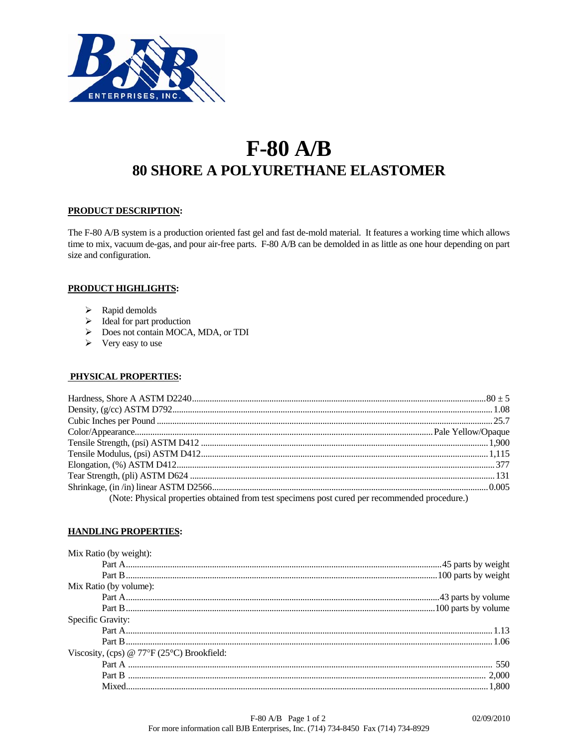# F-80 A/B

## 80 SHORE A POLYURETHANE ELASTOMER

### PRODUCT DESCRIPTION:

The F-80 A/B system is a production oriented fast gel and fast de-mold material. It features a working time which allows time to mix, vacuum de-gas, and pour air-free parts. F-80 A/B can be demolded in as little as one hour depending on part size and configuration.

### PRODUCT HIGHLIGHTS:

- Rapid demolds
- Ideal for part production
- Does not contain MOCA, MDA, or TDI
- Very easy to use

### PHYSICAL PROPERTIES:

| Property | Value |
|---|---|
| Hardness, Shore A ASTM D2240 | 80 ± 5 |
| Density, (g/cc) ASTM D792 | 1.08 |
| Cubic Inches per Pound | 25.7 |
| Color/Appearance | Pale Yellow/Opaque |
| Tensile Strength, (psi) ASTM D412 | 1,900 |
| Tensile Modulus, (psi) ASTM D412 | 1,115 |
| Elongation, (%) ASTM D412 | 377 |
| Tear Strength, (pli) ASTM D624 | 131 |
| Shrinkage, (in /in) linear ASTM D2566 | 0.005 |

(Note: Physical properties obtained from test specimens post cured per recommended procedure.)

### HANDLING PROPERTIES:

| Property | Value |
|---|---|
| **Mix Ratio (by weight):** | |
| Part A | 45 parts by weight |
| Part B | 100 parts by weight |
| **Mix Ratio (by volume):** | |
| Part A | 43 parts by volume |
| Part B | 100 parts by volume |
| **Specific Gravity:** | |
| Part A | 1.13 |
| Part B | 1.06 |
| **Viscosity, (cps) @ 77°F (25°C) Brookfield:** | |
| Part A | 550 |
| Part B | 2,000 |
| Mixed | 1,800 |

For more information call BJB Enterprises, Inc. (714) 734-8450 Fax (714) 734-8929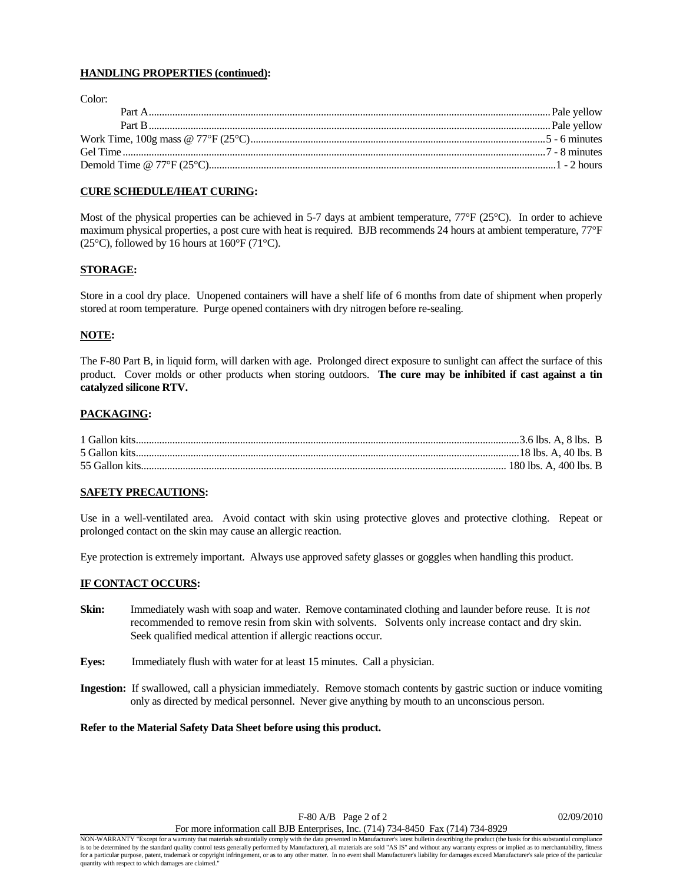**HANDLING PROPERTIES (continued):**

Color:

| | |
|---|---|
| Part A | Pale yellow |
| Part B | Pale yellow |
| Work Time, 100g mass @ 77°F (25°C) | 5 - 6 minutes |
| Gel Time | 7 - 8 minutes |
| Demold Time @ 77°F (25°C) | 1 - 2 hours |

**CURE SCHEDULE/HEAT CURING:**

Most of the physical properties can be achieved in 5-7 days at ambient temperature, 77°F (25°C). In order to achieve maximum physical properties, a post cure with heat is required. BJB recommends 24 hours at ambient temperature, 77°F (25°C), followed by 16 hours at 160°F (71°C).

**STORAGE:**

Store in a cool dry place. Unopened containers will have a shelf life of 6 months from date of shipment when properly stored at room temperature. Purge opened containers with dry nitrogen before re-sealing.

**NOTE:**

The F-80 Part B, in liquid form, will darken with age. Prolonged direct exposure to sunlight can affect the surface of this product. Cover molds or other products when storing outdoors. **The cure may be inhibited if cast against a tin catalyzed silicone RTV.**

**PACKAGING:**

| | |
|---|---|
| 1 Gallon kits | 3.6 lbs. A, 8 lbs. B |
| 5 Gallon kits | 18 lbs. A, 40 lbs. B |
| 55 Gallon kits | 180 lbs. A, 400 lbs. B |

**SAFETY PRECAUTIONS:**

Use in a well-ventilated area. Avoid contact with skin using protective gloves and protective clothing. Repeat or prolonged contact on the skin may cause an allergic reaction.

Eye protection is extremely important. Always use approved safety glasses or goggles when handling this product.

**IF CONTACT OCCURS:**

**Skin:** Immediately wash with soap and water. Remove contaminated clothing and launder before reuse. It is *not* recommended to remove resin from skin with solvents. Solvents only increase contact and dry skin. Seek qualified medical attention if allergic reactions occur.

**Eyes:** Immediately flush with water for at least 15 minutes. Call a physician.

**Ingestion:** If swallowed, call a physician immediately. Remove stomach contents by gastric suction or induce vomiting only as directed by medical personnel. Never give anything by mouth to an unconscious person.

**Refer to the Material Safety Data Sheet before using this product.**

02/09/2010

For more information call BJB Enterprises, Inc. (714) 734-8450 Fax (714) 734-8929

NON-WARRANTY "Except for a warranty that materials substantially comply with the data presented in Manufacturer's latest bulletin describing the product (the basis for this substantial compliance is to be determined by the standard quality control tests generally performed by Manufacturer), all materials are sold "AS IS" and without any warranty express or implied as to merchantability, fitness for a particular purpose, patent, trademark or copyright infringement, or as to any other matter. In no event shall Manufacturer's liability for damages exceed Manufacturer's sale price of the particular quantity with respect to which damages are claimed."